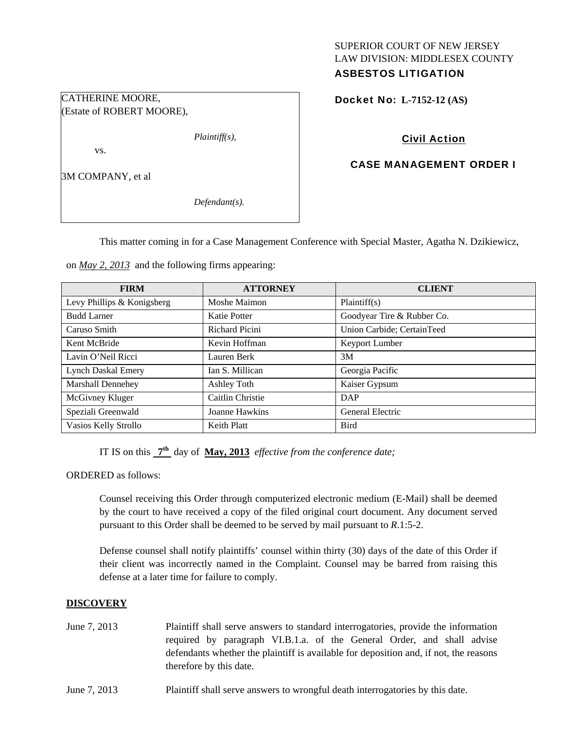SUPERIOR COURT OF NEW JERSEY
LAW DIVISION: MIDDLESEX COUNTY
**ASBESTOS LITIGATION**

CATHERINE MOORE,
(Estate of ROBERT MOORE),

*Plaintiff(s),*

vs.

3M COMPANY, et al

*Defendant(s).*

**Docket No: L-7152-12 (AS)**

**Civil Action**

**CASE MANAGEMENT ORDER I**

This matter coming in for a Case Management Conference with Special Master, Agatha N. Dzikiewicz, on *May 2, 2013* and the following firms appearing:

| FIRM | ATTORNEY | CLIENT |
|---|---|---|
| Levy Phillips & Konigsberg | Moshe Maimon | Plaintiff(s) |
| Budd Larner | Katie Potter | Goodyear Tire & Rubber Co. |
| Caruso Smith | Richard Picini | Union Carbide; CertainTeed |
| Kent McBride | Kevin Hoffman | Keyport Lumber |
| Lavin O'Neil Ricci | Lauren Berk | 3M |
| Lynch Daskal Emery | Ian S. Millican | Georgia Pacific |
| Marshall Dennehey | Ashley Toth | Kaiser Gypsum |
| McGivney Kluger | Caitlin Christie | DAP |
| Speziali Greenwald | Joanne Hawkins | General Electric |
| Vasios Kelly Strollo | Keith Platt | Bird |

IT IS on this **7th** day of **May, 2013** *effective from the conference date;*

ORDERED as follows:

Counsel receiving this Order through computerized electronic medium (E-Mail) shall be deemed by the court to have received a copy of the filed original court document. Any document served pursuant to this Order shall be deemed to be served by mail pursuant to *R*.1:5-2.

Defense counsel shall notify plaintiffs' counsel within thirty (30) days of the date of this Order if their client was incorrectly named in the Complaint. Counsel may be barred from raising this defense at a later time for failure to comply.

**DISCOVERY**

June 7, 2013 Plaintiff shall serve answers to standard interrogatories, provide the information required by paragraph VI.B.1.a. of the General Order, and shall advise defendants whether the plaintiff is available for deposition and, if not, the reasons therefore by this date.

June 7, 2013 Plaintiff shall serve answers to wrongful death interrogatories by this date.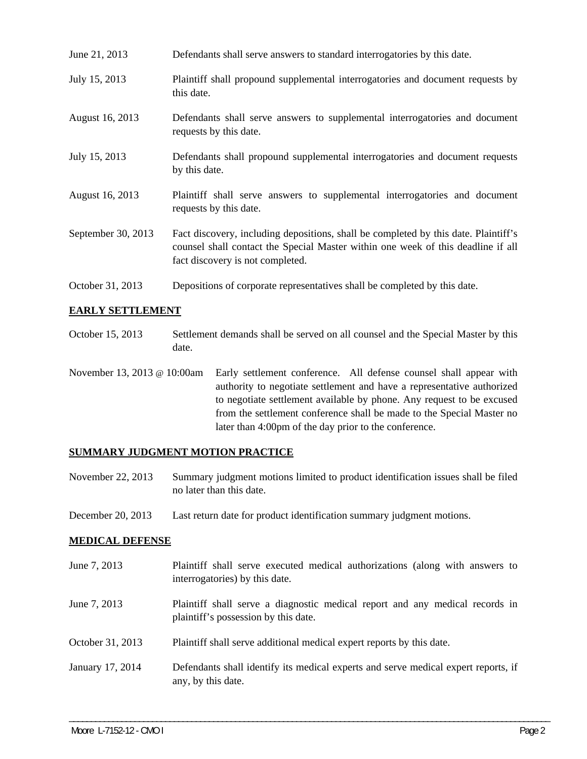| | |
|---|---|
| June 21, 2013 | Defendants shall serve answers to standard interrogatories by this date. |
| July 15, 2013 | Plaintiff shall propound supplemental interrogatories and document requests by this date. |
| August 16, 2013 | Defendants shall serve answers to supplemental interrogatories and document requests by this date. |
| July 15, 2013 | Defendants shall propound supplemental interrogatories and document requests by this date. |
| August 16, 2013 | Plaintiff shall serve answers to supplemental interrogatories and document requests by this date. |
| September 30, 2013 | Fact discovery, including depositions, shall be completed by this date. Plaintiff's counsel shall contact the Special Master within one week of this deadline if all fact discovery is not completed. |
| October 31, 2013 | Depositions of corporate representatives shall be completed by this date. |

## EARLY SETTLEMENT

| | |
|---|---|
| October 15, 2013 | Settlement demands shall be served on all counsel and the Special Master by this date. |
| November 13, 2013 @ 10:00am | Early settlement conference. All defense counsel shall appear with authority to negotiate settlement and have a representative authorized to negotiate settlement available by phone. Any request to be excused from the settlement conference shall be made to the Special Master no later than 4:00pm of the day prior to the conference. |

## SUMMARY JUDGMENT MOTION PRACTICE

| | |
|---|---|
| November 22, 2013 | Summary judgment motions limited to product identification issues shall be filed no later than this date. |
| December 20, 2013 | Last return date for product identification summary judgment motions. |

## MEDICAL DEFENSE

| | |
|---|---|
| June 7, 2013 | Plaintiff shall serve executed medical authorizations (along with answers to interrogatories) by this date. |
| June 7, 2013 | Plaintiff shall serve a diagnostic medical report and any medical records in plaintiff's possession by this date. |
| October 31, 2013 | Plaintiff shall serve additional medical expert reports by this date. |
| January 17, 2014 | Defendants shall identify its medical experts and serve medical expert reports, if any, by this date. |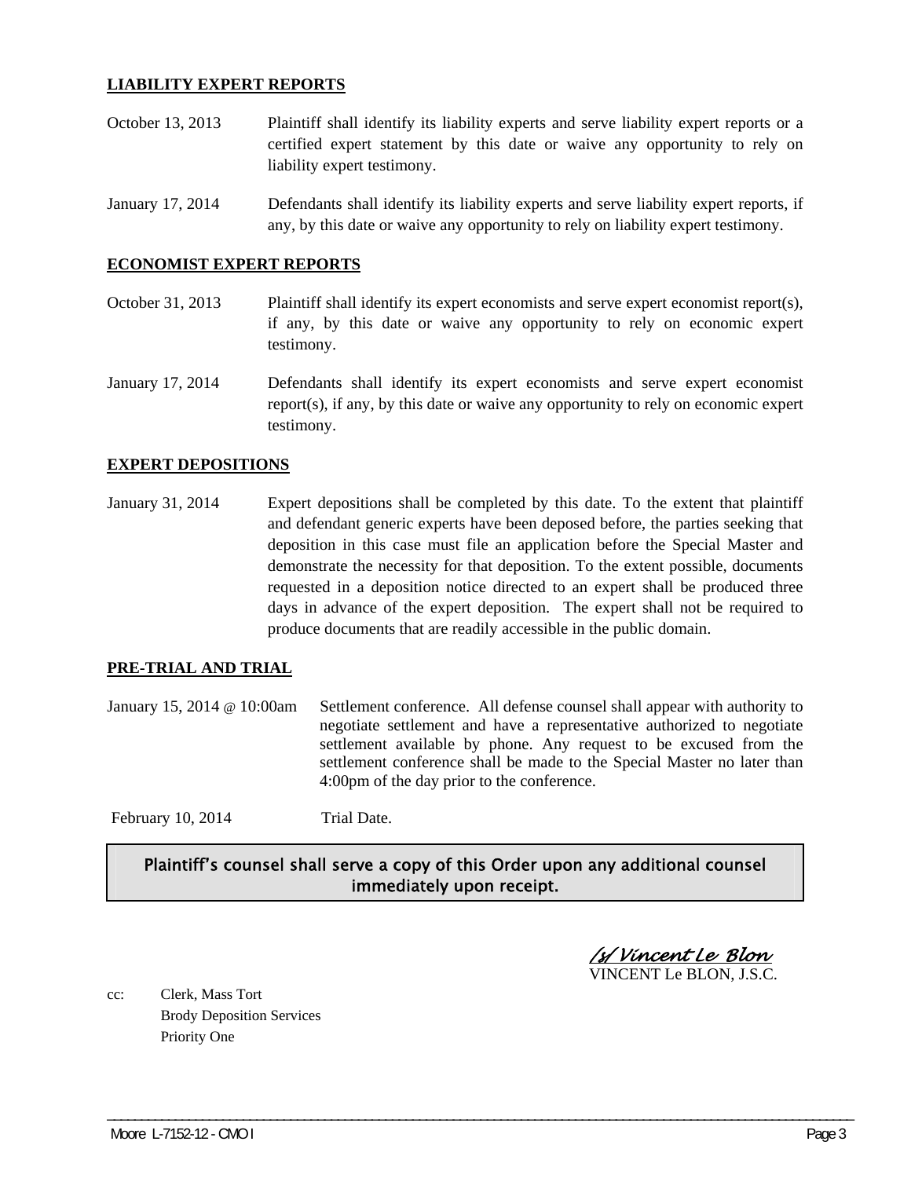**LIABILITY EXPERT REPORTS**

| | |
|---|---|
| October 13, 2013 | Plaintiff shall identify its liability experts and serve liability expert reports or a certified expert statement by this date or waive any opportunity to rely on liability expert testimony. |
| January 17, 2014 | Defendants shall identify its liability experts and serve liability expert reports, if any, by this date or waive any opportunity to rely on liability expert testimony. |

**ECONOMIST EXPERT REPORTS**

| | |
|---|---|
| October 31, 2013 | Plaintiff shall identify its expert economists and serve expert economist report(s), if any, by this date or waive any opportunity to rely on economic expert testimony. |
| January 17, 2014 | Defendants shall identify its expert economists and serve expert economist report(s), if any, by this date or waive any opportunity to rely on economic expert testimony. |

**EXPERT DEPOSITIONS**

| | |
|---|---|
| January 31, 2014 | Expert depositions shall be completed by this date. To the extent that plaintiff and defendant generic experts have been deposed before, the parties seeking that deposition in this case must file an application before the Special Master and demonstrate the necessity for that deposition. To the extent possible, documents requested in a deposition notice directed to an expert shall be produced three days in advance of the expert deposition. The expert shall not be required to produce documents that are readily accessible in the public domain. |

**PRE-TRIAL AND TRIAL**

| | |
|---|---|
| January 15, 2014 @ 10:00am | Settlement conference. All defense counsel shall appear with authority to negotiate settlement and have a representative authorized to negotiate settlement available by phone. Any request to be excused from the settlement conference shall be made to the Special Master no later than 4:00pm of the day prior to the conference. |
| February 10, 2014 | Trial Date. |

**Plaintiff's counsel shall serve a copy of this Order upon any additional counsel immediately upon receipt.**

*/s/ Vincent Le Blon*
VINCENT Le BLON, J.S.C.

cc: Clerk, Mass Tort
Brody Deposition Services
Priority One

Moore L-7152-12 - CMO I